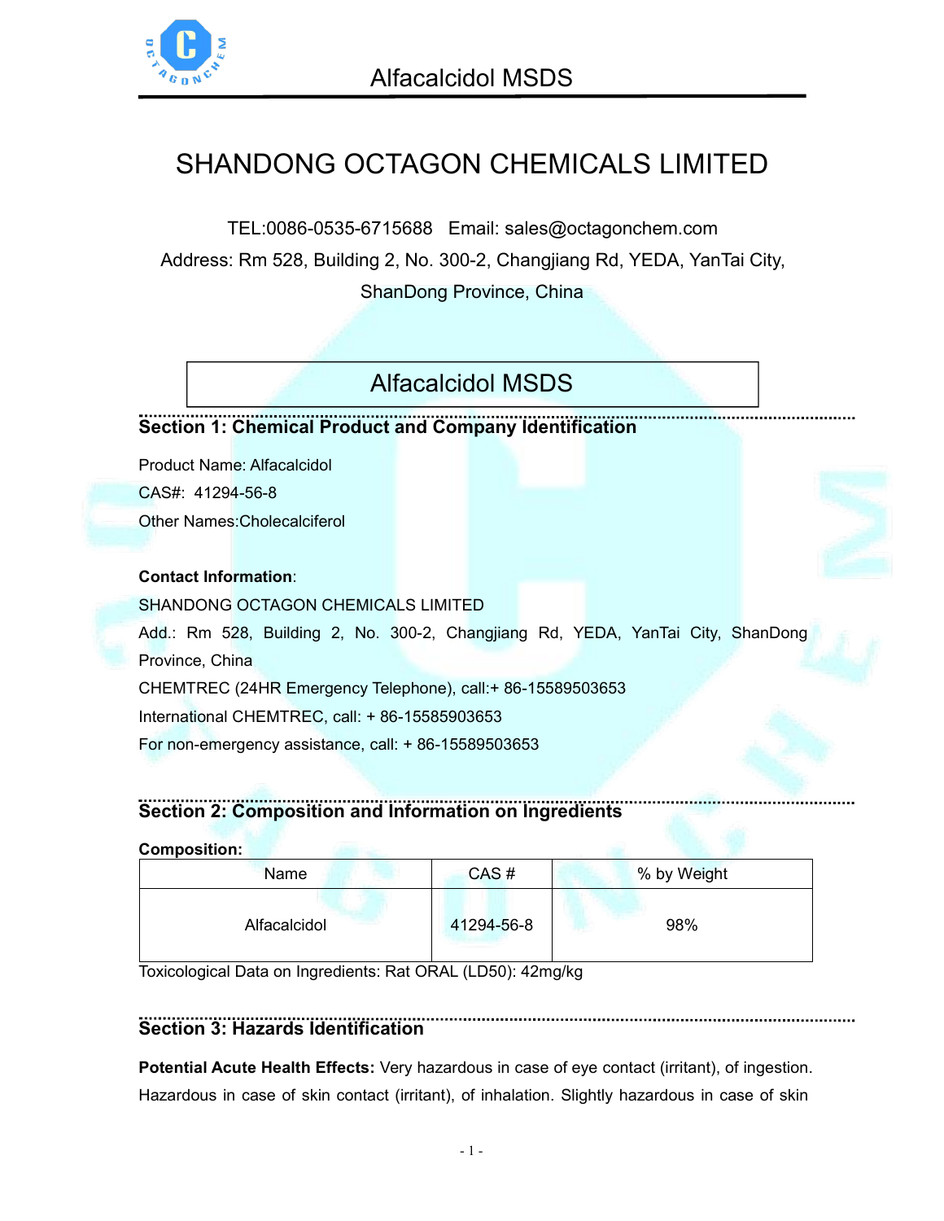# SHANDONG OCTAGON CHEMICALS LIMITED

TEL:0086-0535-6715688 Email: sales@octagonchem.com

Address: Rm 528, Building 2, No. 300-2, Changjiang Rd, YEDA, YanTai City, ShanDong Province, China

## Alfacalcidol MSDS

### Section 1: Chemical Product and Company Identification

Product Name: Alfacalcidol

CAS#: 41294-56-8

Other Names:Cholecalciferol

**Contact Information**:

SHANDONG OCTAGON CHEMICALS LIMITED

Add.: Rm 528, Building 2, No. 300-2, Changjiang Rd, YEDA, YanTai City, ShanDong Province, China

CHEMTREC (24HR Emergency Telephone), call:+ 86-15589503653

International CHEMTREC, call: + 86-15585903653

For non-emergency assistance, call: + 86-15589503653

### Section 2: Composition and Information on Ingredients

**Composition:**

| Name | CAS # | % by Weight |
|---|---|---|
| Alfacalcidol | 41294-56-8 | 98% |

Toxicological Data on Ingredients: Rat ORAL (LD50): 42mg/kg

### Section 3: Hazards Identification

**Potential Acute Health Effects:** Very hazardous in case of eye contact (irritant), of ingestion. Hazardous in case of skin contact (irritant), of inhalation. Slightly hazardous in case of skin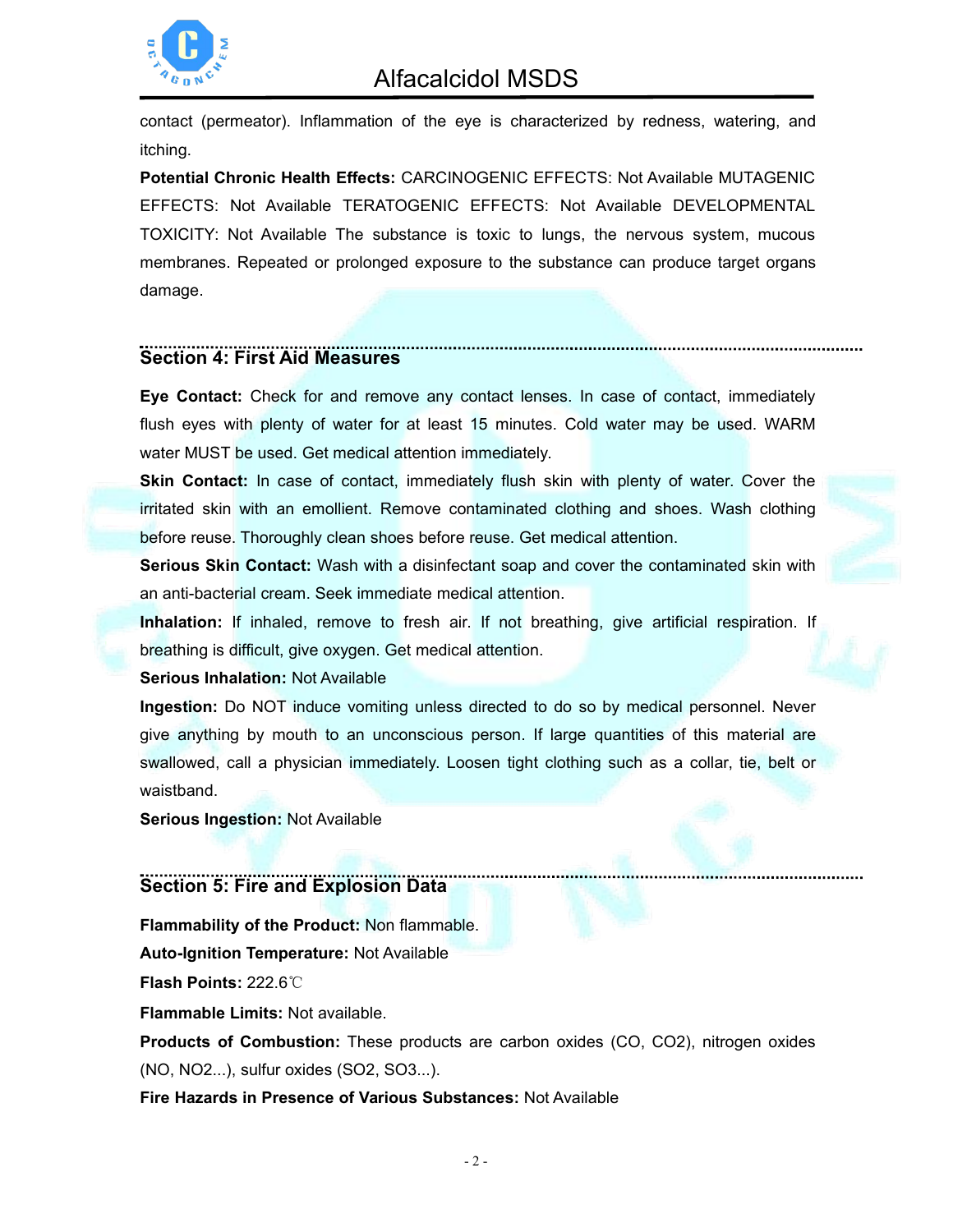contact (permeator). Inflammation of the eye is characterized by redness, watering, and itching.

**Potential Chronic Health Effects:** CARCINOGENIC EFFECTS: Not Available MUTAGENIC EFFECTS: Not Available TERATOGENIC EFFECTS: Not Available DEVELOPMENTAL TOXICITY: Not Available The substance is toxic to lungs, the nervous system, mucous membranes. Repeated or prolonged exposure to the substance can produce target organs damage.

## Section 4: First Aid Measures

**Eye Contact:** Check for and remove any contact lenses. In case of contact, immediately flush eyes with plenty of water for at least 15 minutes. Cold water may be used. WARM water MUST be used. Get medical attention immediately.

**Skin Contact:** In case of contact, immediately flush skin with plenty of water. Cover the irritated skin with an emollient. Remove contaminated clothing and shoes. Wash clothing before reuse. Thoroughly clean shoes before reuse. Get medical attention.

**Serious Skin Contact:** Wash with a disinfectant soap and cover the contaminated skin with an anti-bacterial cream. Seek immediate medical attention.

**Inhalation:** If inhaled, remove to fresh air. If not breathing, give artificial respiration. If breathing is difficult, give oxygen. Get medical attention.

**Serious Inhalation:** Not Available

**Ingestion:** Do NOT induce vomiting unless directed to do so by medical personnel. Never give anything by mouth to an unconscious person. If large quantities of this material are swallowed, call a physician immediately. Loosen tight clothing such as a collar, tie, belt or waistband.

**Serious Ingestion:** Not Available

## Section 5: Fire and Explosion Data

**Flammability of the Product:** Non flammable.

**Auto-Ignition Temperature:** Not Available

**Flash Points:** 222.6℃

**Flammable Limits:** Not available.

**Products of Combustion:** These products are carbon oxides ($CO$, $CO_2$), nitrogen oxides ($NO$, $NO_2$...), sulfur oxides ($SO_2$, $SO_3$...).

**Fire Hazards in Presence of Various Substances:** Not Available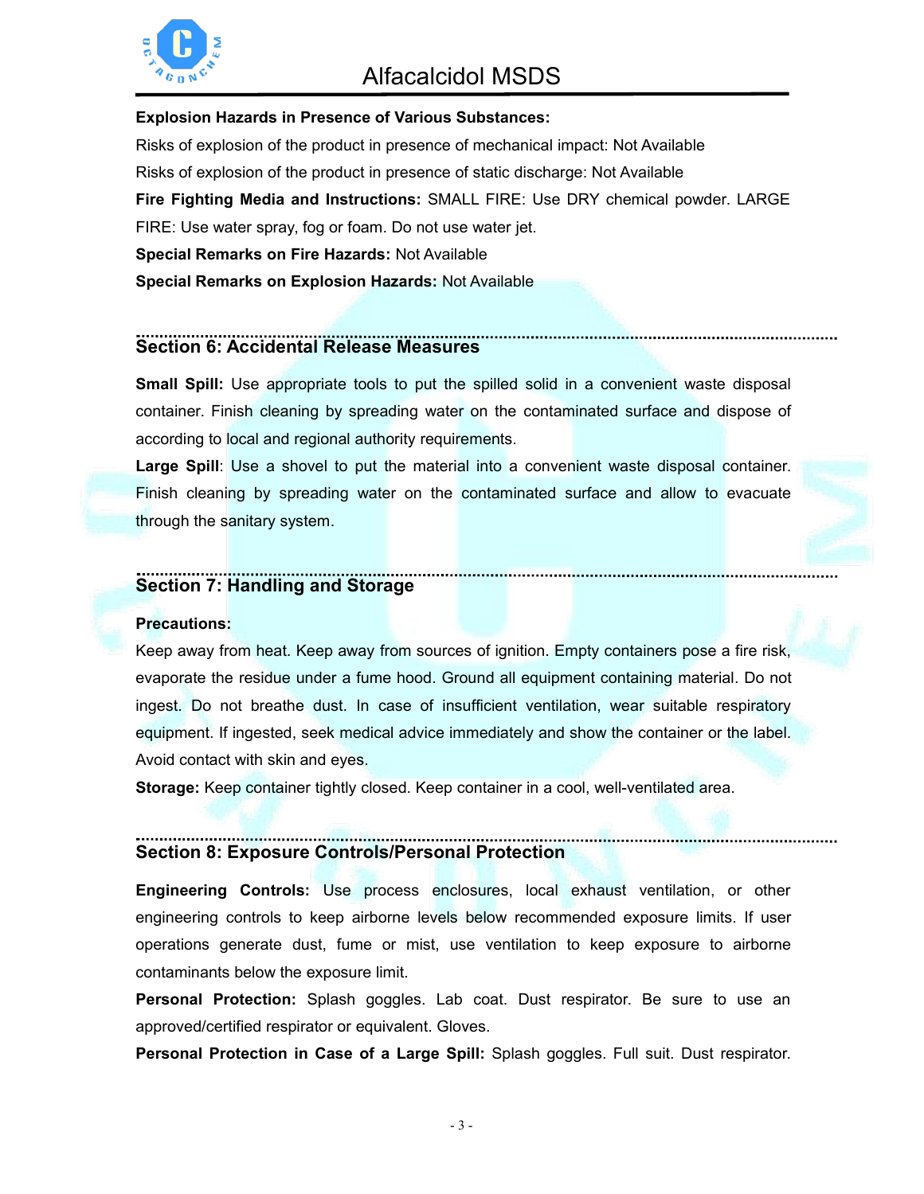**Explosion Hazards in Presence of Various Substances:**

Risks of explosion of the product in presence of mechanical impact: Not Available

Risks of explosion of the product in presence of static discharge: Not Available

**Fire Fighting Media and Instructions:** SMALL FIRE: Use DRY chemical powder. LARGE FIRE: Use water spray, fog or foam. Do not use water jet.

**Special Remarks on Fire Hazards:** Not Available

**Special Remarks on Explosion Hazards:** Not Available

## Section 6: Accidental Release Measures

**Small Spill:** Use appropriate tools to put the spilled solid in a convenient waste disposal container. Finish cleaning by spreading water on the contaminated surface and dispose of according to local and regional authority requirements.

**Large Spill**: Use a shovel to put the material into a convenient waste disposal container. Finish cleaning by spreading water on the contaminated surface and allow to evacuate through the sanitary system.

## Section 7: Handling and Storage

**Precautions:**

Keep away from heat. Keep away from sources of ignition. Empty containers pose a fire risk, evaporate the residue under a fume hood. Ground all equipment containing material. Do not ingest. Do not breathe dust. In case of insufficient ventilation, wear suitable respiratory equipment. If ingested, seek medical advice immediately and show the container or the label. Avoid contact with skin and eyes.

**Storage:** Keep container tightly closed. Keep container in a cool, well-ventilated area.

## Section 8: Exposure Controls/Personal Protection

**Engineering Controls:** Use process enclosures, local exhaust ventilation, or other engineering controls to keep airborne levels below recommended exposure limits. If user operations generate dust, fume or mist, use ventilation to keep exposure to airborne contaminants below the exposure limit.

**Personal Protection:** Splash goggles. Lab coat. Dust respirator. Be sure to use an approved/certified respirator or equivalent. Gloves.

**Personal Protection in Case of a Large Spill:** Splash goggles. Full suit. Dust respirator.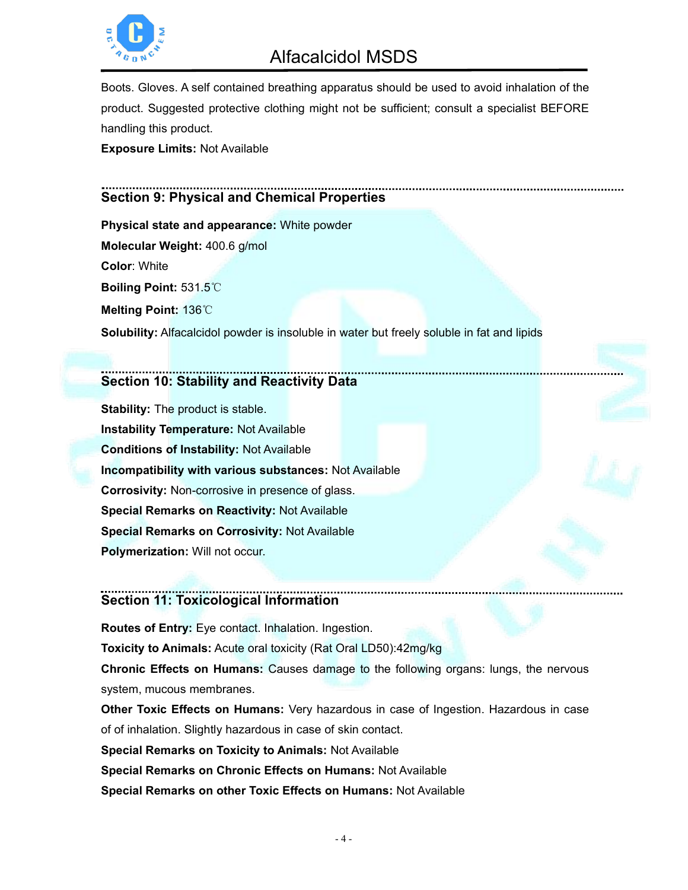Boots. Gloves. A self contained breathing apparatus should be used to avoid inhalation of the product. Suggested protective clothing might not be sufficient; consult a specialist BEFORE handling this product.

**Exposure Limits:** Not Available

## Section 9: Physical and Chemical Properties

**Physical state and appearance:** White powder

**Molecular Weight:** 400.6 g/mol

**Color**: White

**Boiling Point:** 531.5℃

**Melting Point:** 136℃

**Solubility:** Alfacalcidol powder is insoluble in water but freely soluble in fat and lipids

## Section 10: Stability and Reactivity Data

**Stability:** The product is stable.

**Instability Temperature:** Not Available

**Conditions of Instability:** Not Available

**Incompatibility with various substances:** Not Available

**Corrosivity:** Non-corrosive in presence of glass.

**Special Remarks on Reactivity:** Not Available

**Special Remarks on Corrosivity:** Not Available

**Polymerization:** Will not occur.

## Section 11: Toxicological Information

**Routes of Entry:** Eye contact. Inhalation. Ingestion.

**Toxicity to Animals:** Acute oral toxicity (Rat Oral LD50):42mg/kg

**Chronic Effects on Humans:** Causes damage to the following organs: lungs, the nervous system, mucous membranes.

**Other Toxic Effects on Humans:** Very hazardous in case of Ingestion. Hazardous in case of of inhalation. Slightly hazardous in case of skin contact.

**Special Remarks on Toxicity to Animals:** Not Available

**Special Remarks on Chronic Effects on Humans:** Not Available

**Special Remarks on other Toxic Effects on Humans:** Not Available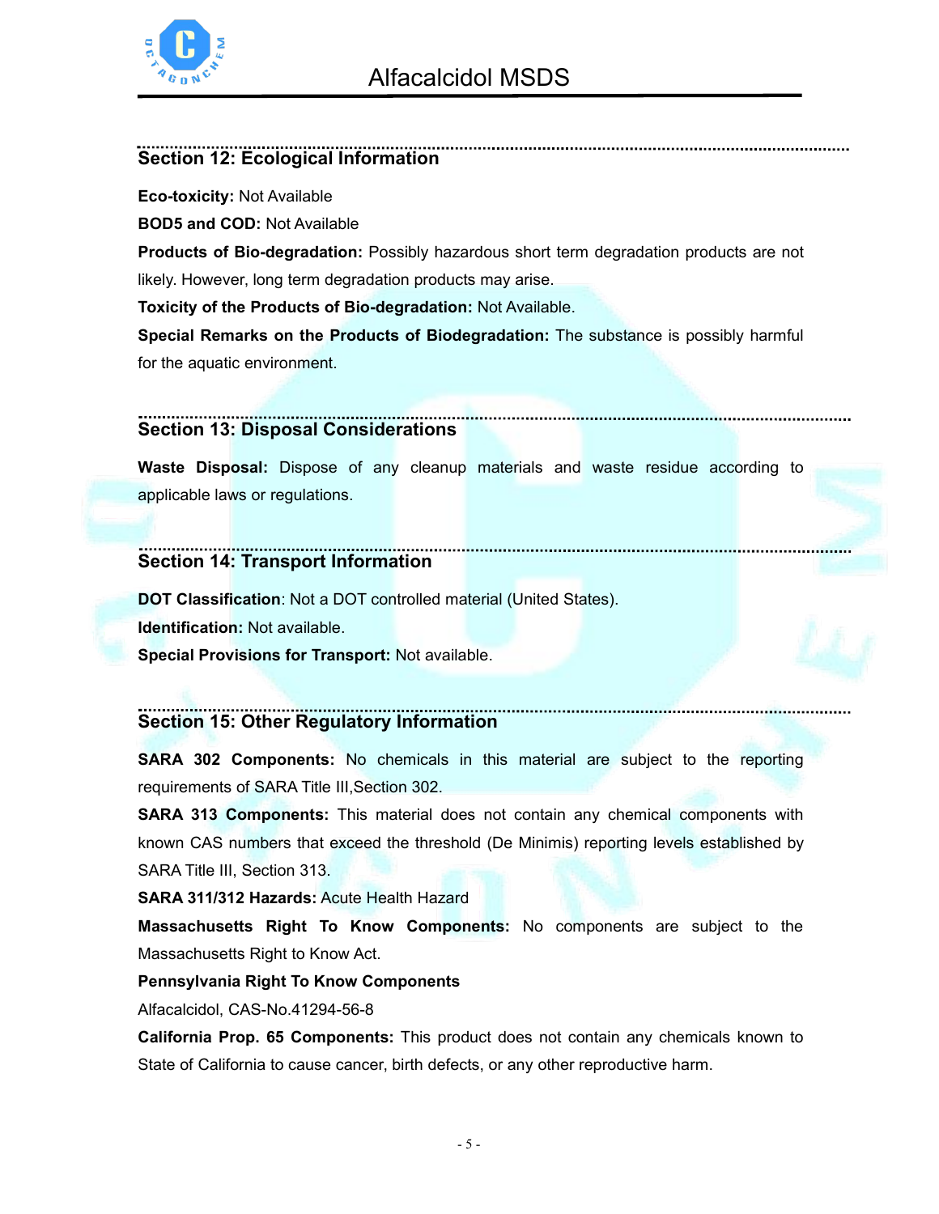## Section 12: Ecological Information

**Eco-toxicity:** Not Available

**BOD5 and COD:** Not Available

**Products of Bio-degradation:** Possibly hazardous short term degradation products are not likely. However, long term degradation products may arise.

**Toxicity of the Products of Bio-degradation:** Not Available.

**Special Remarks on the Products of Biodegradation:** The substance is possibly harmful for the aquatic environment.

## Section 13: Disposal Considerations

**Waste Disposal:** Dispose of any cleanup materials and waste residue according to applicable laws or regulations.

## Section 14: Transport Information

**DOT Classification**: Not a DOT controlled material (United States).

**Identification:** Not available.

**Special Provisions for Transport:** Not available.

## Section 15: Other Regulatory Information

**SARA 302 Components:** No chemicals in this material are subject to the reporting requirements of SARA Title III,Section 302.

**SARA 313 Components:** This material does not contain any chemical components with known CAS numbers that exceed the threshold (De Minimis) reporting levels established by SARA Title III, Section 313.

**SARA 311/312 Hazards:** Acute Health Hazard

**Massachusetts Right To Know Components:** No components are subject to the Massachusetts Right to Know Act.

**Pennsylvania Right To Know Components**

Alfacalcidol, CAS-No.41294-56-8

**California Prop. 65 Components:** This product does not contain any chemicals known to State of California to cause cancer, birth defects, or any other reproductive harm.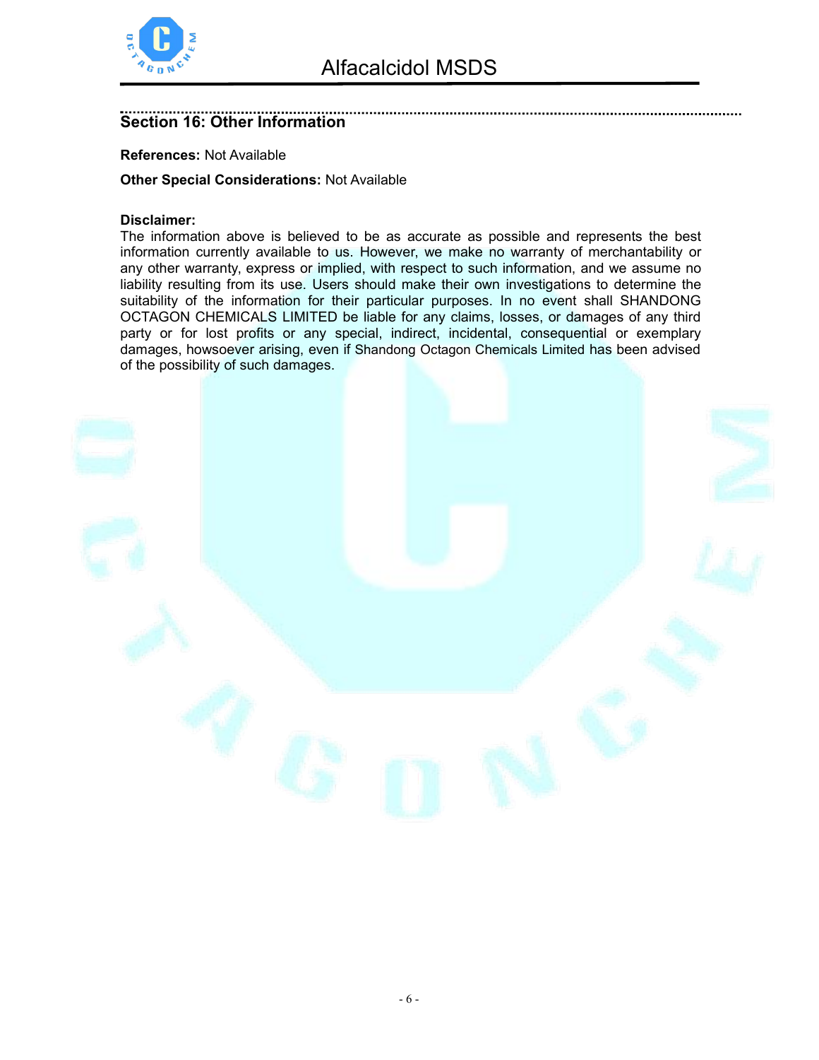## Section 16: Other Information

**References:** Not Available

**Other Special Considerations:** Not Available

**Disclaimer:**
The information above is believed to be as accurate as possible and represents the best information currently available to us. However, we make no warranty of merchantability or any other warranty, express or implied, with respect to such information, and we assume no liability resulting from its use. Users should make their own investigations to determine the suitability of the information for their particular purposes. In no event shall SHANDONG OCTAGON CHEMICALS LIMITED be liable for any claims, losses, or damages of any third party or for lost profits or any special, indirect, incidental, consequential or exemplary damages, howsoever arising, even if Shandong Octagon Chemicals Limited has been advised of the possibility of such damages.